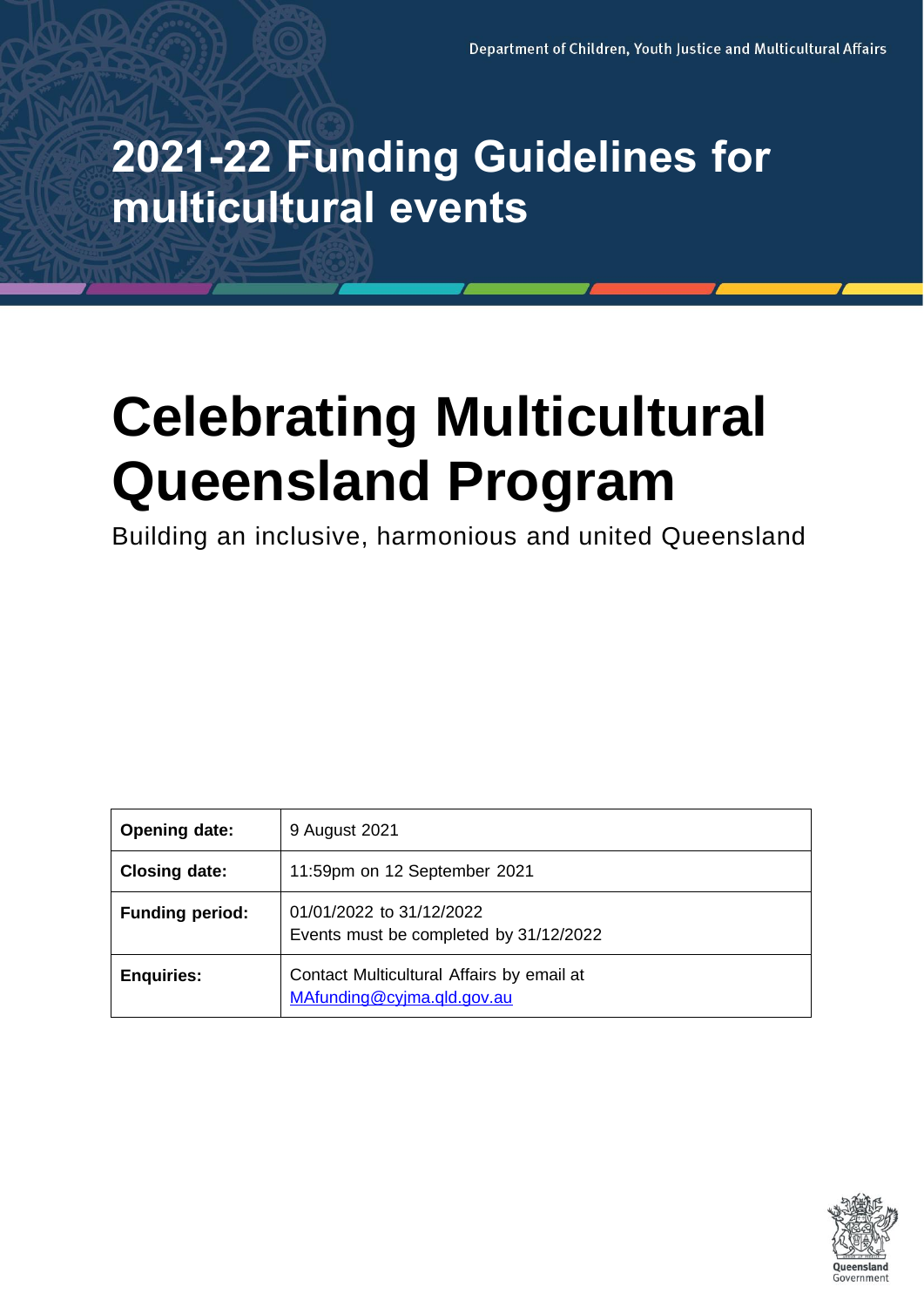Department of Children, Youth Justice and Multicultural Affairs

# 2021-22 Funding Guidelines for multicultural events

# Celebrating Multicultural Queensland Program

Building an inclusive, harmonious and united Queensland

| | |
|---|---|
| **Opening date:** | 9 August 2021 |
| **Closing date:** | 11:59pm on 12 September 2021 |
| **Funding period:** | 01/01/2022 to 31/12/2022<br>Events must be completed by 31/12/2022 |
| **Enquiries:** | Contact Multicultural Affairs by email at MAfunding@cyjma.qld.gov.au |

Queensland Government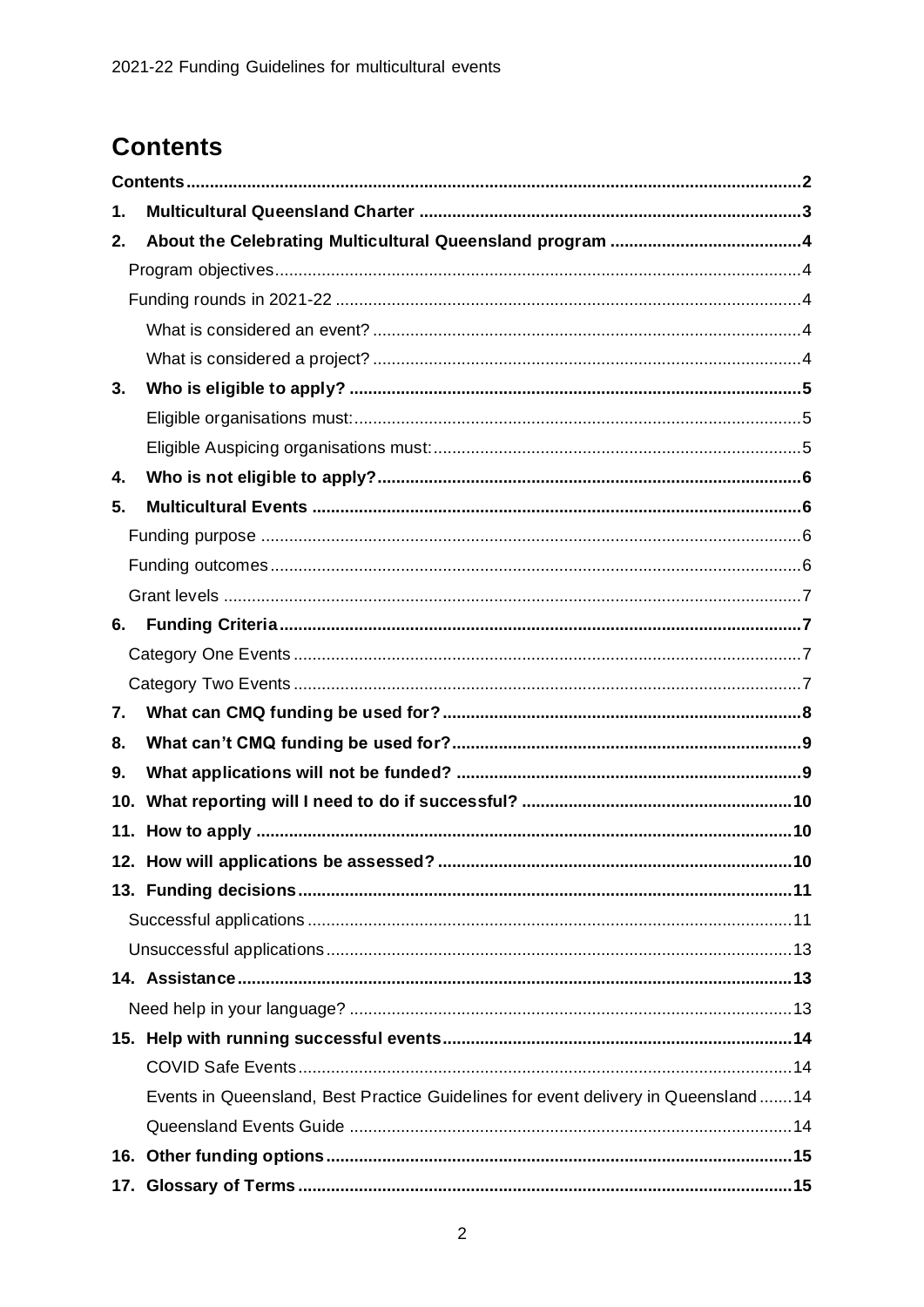# Contents

Contents ..... 2

1. Multicultural Queensland Charter ..... 3
2. About the Celebrating Multicultural Queensland program ..... 4
   - Program objectives ..... 4
   - Funding rounds in 2021-22 ..... 4
     - What is considered an event? ..... 4
     - What is considered a project? ..... 4
3. Who is eligible to apply? ..... 5
   - Eligible organisations must: ..... 5
   - Eligible Auspicing organisations must: ..... 5
4. Who is not eligible to apply? ..... 6
5. Multicultural Events ..... 6
   - Funding purpose ..... 6
   - Funding outcomes ..... 6
   - Grant levels ..... 7
6. Funding Criteria ..... 7
   - Category One Events ..... 7
   - Category Two Events ..... 7
7. What can CMQ funding be used for? ..... 8
8. What can't CMQ funding be used for? ..... 9
9. What applications will not be funded? ..... 9
10. What reporting will I need to do if successful? ..... 10
11. How to apply ..... 10
12. How will applications be assessed? ..... 10
13. Funding decisions ..... 11
    - Successful applications ..... 11
    - Unsuccessful applications ..... 13
14. Assistance ..... 13
    - Need help in your language? ..... 13
15. Help with running successful events ..... 14
    - COVID Safe Events ..... 14
    - Events in Queensland, Best Practice Guidelines for event delivery in Queensland ..... 14
    - Queensland Events Guide ..... 14
16. Other funding options ..... 15
17. Glossary of Terms ..... 15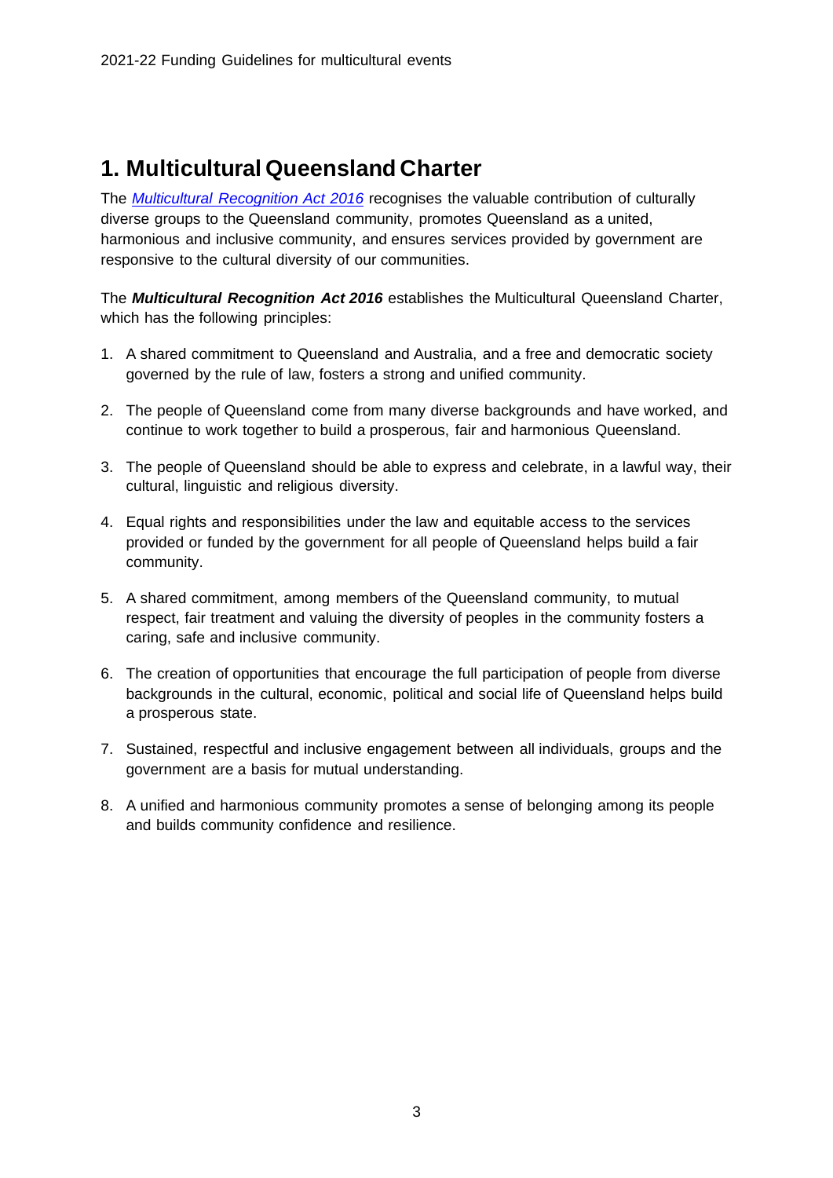# 1. Multicultural Queensland Charter

The *Multicultural Recognition Act 2016* recognises the valuable contribution of culturally diverse groups to the Queensland community, promotes Queensland as a united, harmonious and inclusive community, and ensures services provided by government are responsive to the cultural diversity of our communities.

The ***Multicultural Recognition Act 2016*** establishes the Multicultural Queensland Charter, which has the following principles:

1. A shared commitment to Queensland and Australia, and a free and democratic society governed by the rule of law, fosters a strong and unified community.
2. The people of Queensland come from many diverse backgrounds and have worked, and continue to work together to build a prosperous, fair and harmonious Queensland.
3. The people of Queensland should be able to express and celebrate, in a lawful way, their cultural, linguistic and religious diversity.
4. Equal rights and responsibilities under the law and equitable access to the services provided or funded by the government for all people of Queensland helps build a fair community.
5. A shared commitment, among members of the Queensland community, to mutual respect, fair treatment and valuing the diversity of peoples in the community fosters a caring, safe and inclusive community.
6. The creation of opportunities that encourage the full participation of people from diverse backgrounds in the cultural, economic, political and social life of Queensland helps build a prosperous state.
7. Sustained, respectful and inclusive engagement between all individuals, groups and the government are a basis for mutual understanding.
8. A unified and harmonious community promotes a sense of belonging among its people and builds community confidence and resilience.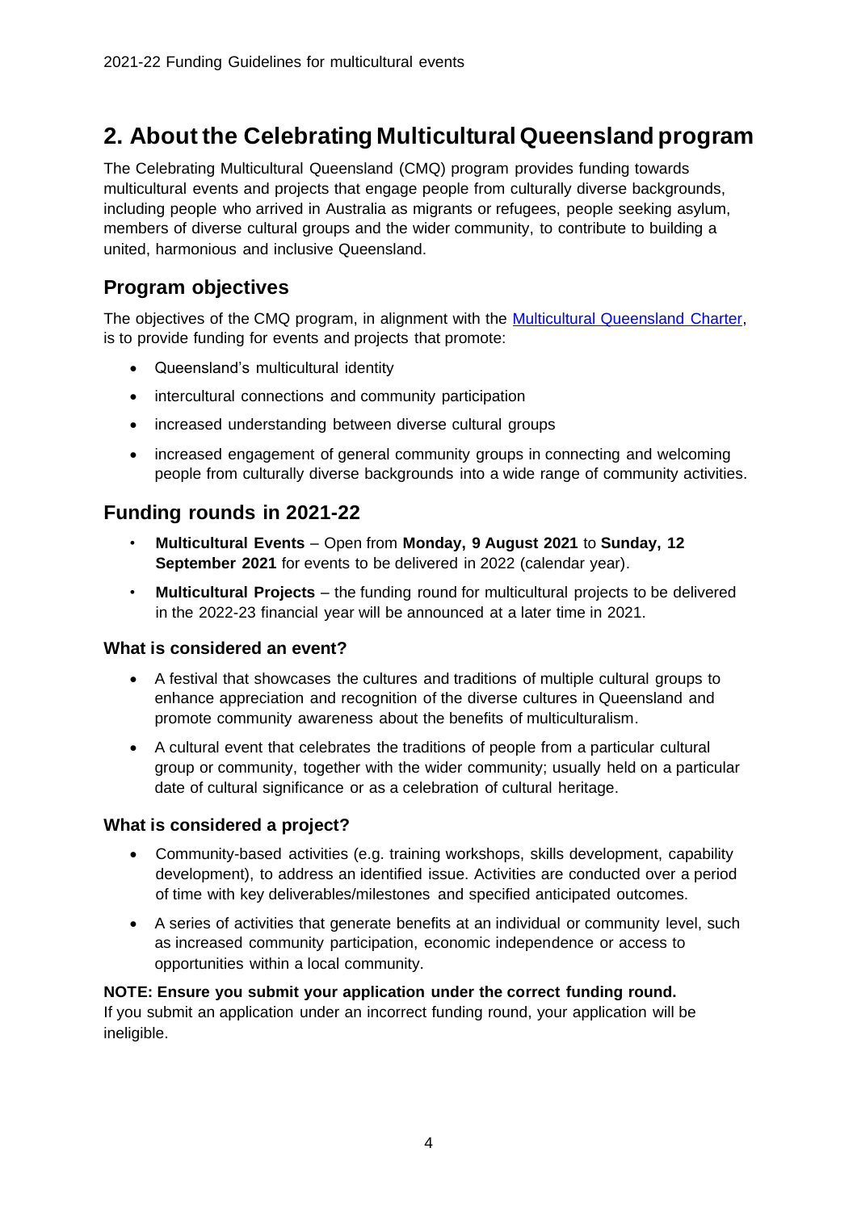## 2. About the Celebrating Multicultural Queensland program

The Celebrating Multicultural Queensland (CMQ) program provides funding towards multicultural events and projects that engage people from culturally diverse backgrounds, including people who arrived in Australia as migrants or refugees, people seeking asylum, members of diverse cultural groups and the wider community, to contribute to building a united, harmonious and inclusive Queensland.

### Program objectives

The objectives of the CMQ program, in alignment with the [Multicultural Queensland Charter](), is to provide funding for events and projects that promote:

- Queensland's multicultural identity
- intercultural connections and community participation
- increased understanding between diverse cultural groups
- increased engagement of general community groups in connecting and welcoming people from culturally diverse backgrounds into a wide range of community activities.

### Funding rounds in 2021-22

- **Multicultural Events** – Open from **Monday, 9 August 2021** to **Sunday, 12 September 2021** for events to be delivered in 2022 (calendar year).
- **Multicultural Projects** – the funding round for multicultural projects to be delivered in the 2022-23 financial year will be announced at a later time in 2021.

#### What is considered an event?

- A festival that showcases the cultures and traditions of multiple cultural groups to enhance appreciation and recognition of the diverse cultures in Queensland and promote community awareness about the benefits of multiculturalism.
- A cultural event that celebrates the traditions of people from a particular cultural group or community, together with the wider community; usually held on a particular date of cultural significance or as a celebration of cultural heritage.

#### What is considered a project?

- Community-based activities (e.g. training workshops, skills development, capability development), to address an identified issue. Activities are conducted over a period of time with key deliverables/milestones and specified anticipated outcomes.
- A series of activities that generate benefits at an individual or community level, such as increased community participation, economic independence or access to opportunities within a local community.

**NOTE: Ensure you submit your application under the correct funding round.**
If you submit an application under an incorrect funding round, your application will be ineligible.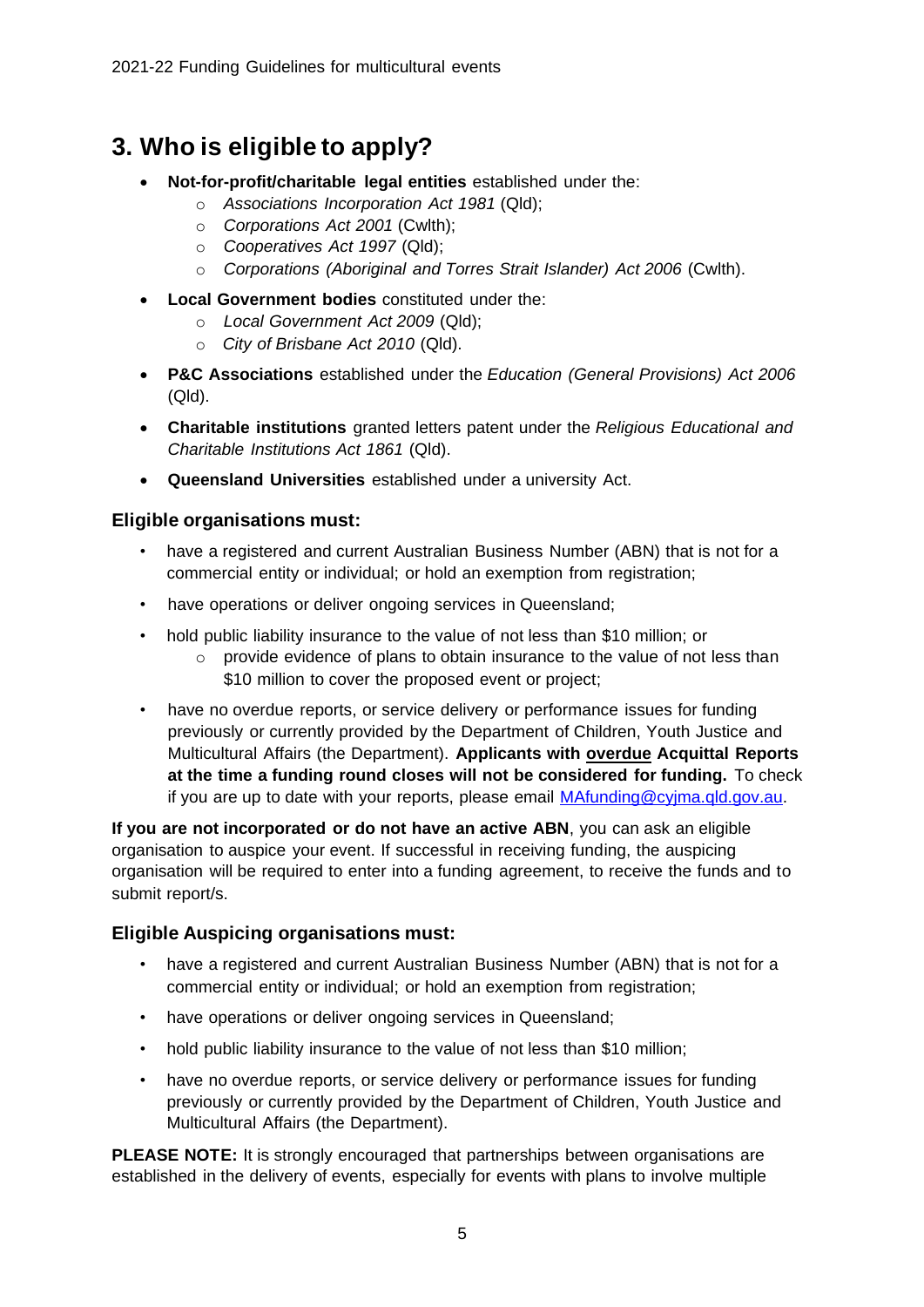# 3. Who is eligible to apply?

- **Not-for-profit/charitable legal entities** established under the:
  - *Associations Incorporation Act 1981* (Qld);
  - *Corporations Act 2001* (Cwlth);
  - *Cooperatives Act 1997* (Qld);
  - *Corporations (Aboriginal and Torres Strait Islander) Act 2006* (Cwlth).
- **Local Government bodies** constituted under the:
  - *Local Government Act 2009* (Qld);
  - *City of Brisbane Act 2010* (Qld).
- **P&C Associations** established under the *Education (General Provisions) Act 2006* (Qld).
- **Charitable institutions** granted letters patent under the *Religious Educational and Charitable Institutions Act 1861* (Qld).
- **Queensland Universities** established under a university Act.

## Eligible organisations must:

- have a registered and current Australian Business Number (ABN) that is not for a commercial entity or individual; or hold an exemption from registration;
- have operations or deliver ongoing services in Queensland;
- hold public liability insurance to the value of not less than $10 million; or
  - provide evidence of plans to obtain insurance to the value of not less than $10 million to cover the proposed event or project;
- have no overdue reports, or service delivery or performance issues for funding previously or currently provided by the Department of Children, Youth Justice and Multicultural Affairs (the Department). **Applicants with <u>overdue</u> Acquittal Reports at the time a funding round closes will not be considered for funding.** To check if you are up to date with your reports, please email MAfunding@cyjma.qld.gov.au.

**If you are not incorporated or do not have an active ABN**, you can ask an eligible organisation to auspice your event. If successful in receiving funding, the auspicing organisation will be required to enter into a funding agreement, to receive the funds and to submit report/s.

## Eligible Auspicing organisations must:

- have a registered and current Australian Business Number (ABN) that is not for a commercial entity or individual; or hold an exemption from registration;
- have operations or deliver ongoing services in Queensland;
- hold public liability insurance to the value of not less than $10 million;
- have no overdue reports, or service delivery or performance issues for funding previously or currently provided by the Department of Children, Youth Justice and Multicultural Affairs (the Department).

**PLEASE NOTE:** It is strongly encouraged that partnerships between organisations are established in the delivery of events, especially for events with plans to involve multiple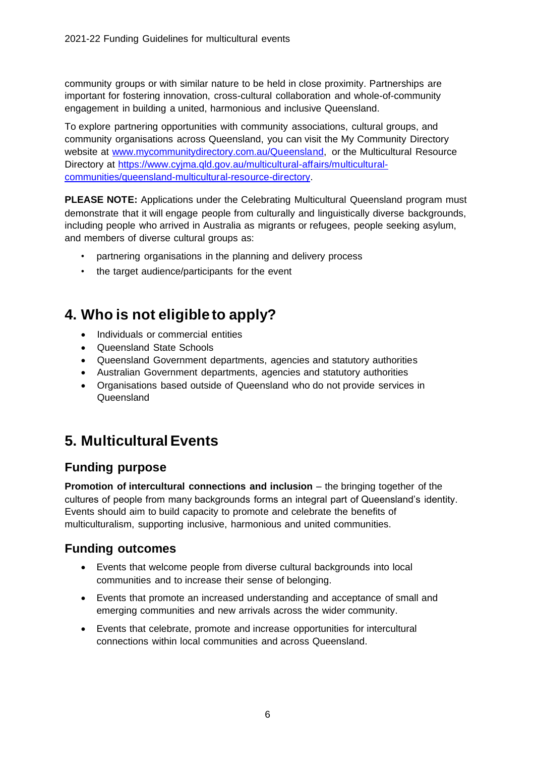community groups or with similar nature to be held in close proximity. Partnerships are important for fostering innovation, cross-cultural collaboration and whole-of-community engagement in building a united, harmonious and inclusive Queensland.

To explore partnering opportunities with community associations, cultural groups, and community organisations across Queensland, you can visit the My Community Directory website at [www.mycommunitydirectory.com.au/Queensland](www.mycommunitydirectory.com.au/Queensland), or the Multicultural Resource Directory at [https://www.cyjma.qld.gov.au/multicultural-affairs/multicultural-communities/queensland-multicultural-resource-directory](https://www.cyjma.qld.gov.au/multicultural-affairs/multicultural-communities/queensland-multicultural-resource-directory).

**PLEASE NOTE:** Applications under the Celebrating Multicultural Queensland program must demonstrate that it will engage people from culturally and linguistically diverse backgrounds, including people who arrived in Australia as migrants or refugees, people seeking asylum, and members of diverse cultural groups as:

- partnering organisations in the planning and delivery process
- the target audience/participants for the event

# 4. Who is not eligible to apply?

- Individuals or commercial entities
- Queensland State Schools
- Queensland Government departments, agencies and statutory authorities
- Australian Government departments, agencies and statutory authorities
- Organisations based outside of Queensland who do not provide services in Queensland

# 5. Multicultural Events

## Funding purpose

**Promotion of intercultural connections and inclusion** – the bringing together of the cultures of people from many backgrounds forms an integral part of Queensland's identity. Events should aim to build capacity to promote and celebrate the benefits of multiculturalism, supporting inclusive, harmonious and united communities.

## Funding outcomes

- Events that welcome people from diverse cultural backgrounds into local communities and to increase their sense of belonging.
- Events that promote an increased understanding and acceptance of small and emerging communities and new arrivals across the wider community.
- Events that celebrate, promote and increase opportunities for intercultural connections within local communities and across Queensland.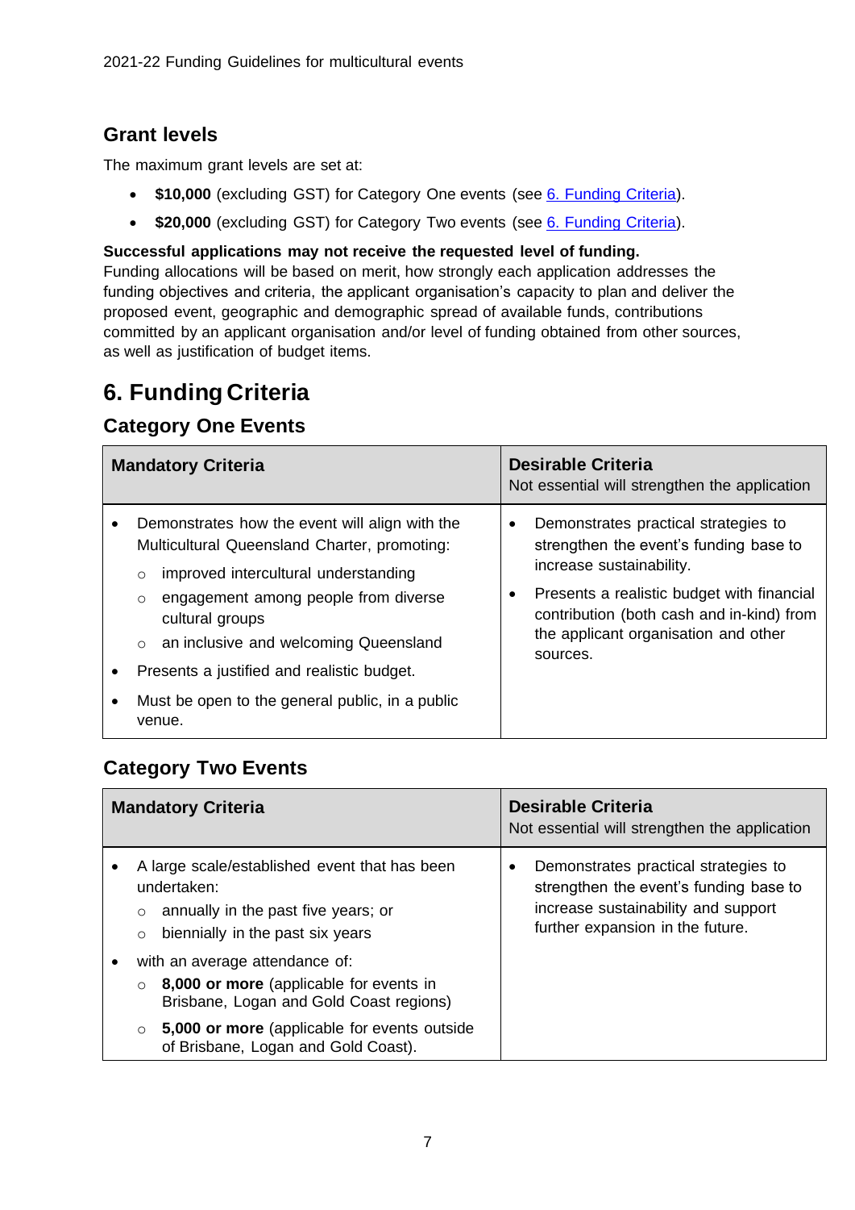## Grant levels

The maximum grant levels are set at:

- **$10,000** (excluding GST) for Category One events (see 6. Funding Criteria).
- **$20,000** (excluding GST) for Category Two events (see 6. Funding Criteria).

**Successful applications may not receive the requested level of funding.**
Funding allocations will be based on merit, how strongly each application addresses the funding objectives and criteria, the applicant organisation's capacity to plan and deliver the proposed event, geographic and demographic spread of available funds, contributions committed by an applicant organisation and/or level of funding obtained from other sources, as well as justification of budget items.

# 6. Funding Criteria

## Category One Events

| **Mandatory Criteria** | **Desirable Criteria**<br>Not essential will strengthen the application |
|---|---|
| • Demonstrates how the event will align with the Multicultural Queensland Charter, promoting:<br>  ○ improved intercultural understanding<br>  ○ engagement among people from diverse cultural groups<br>  ○ an inclusive and welcoming Queensland<br>• Presents a justified and realistic budget.<br>• Must be open to the general public, in a public venue. | • Demonstrates practical strategies to strengthen the event's funding base to increase sustainability.<br>• Presents a realistic budget with financial contribution (both cash and in-kind) from the applicant organisation and other sources. |

## Category Two Events

| **Mandatory Criteria** | **Desirable Criteria**<br>Not essential will strengthen the application |
|---|---|
| • A large scale/established event that has been undertaken:<br>  ○ annually in the past five years; or<br>  ○ biennially in the past six years<br>• with an average attendance of:<br>  ○ **8,000 or more** (applicable for events in Brisbane, Logan and Gold Coast regions)<br>  ○ **5,000 or more** (applicable for events outside of Brisbane, Logan and Gold Coast). | • Demonstrates practical strategies to strengthen the event's funding base to increase sustainability and support further expansion in the future. |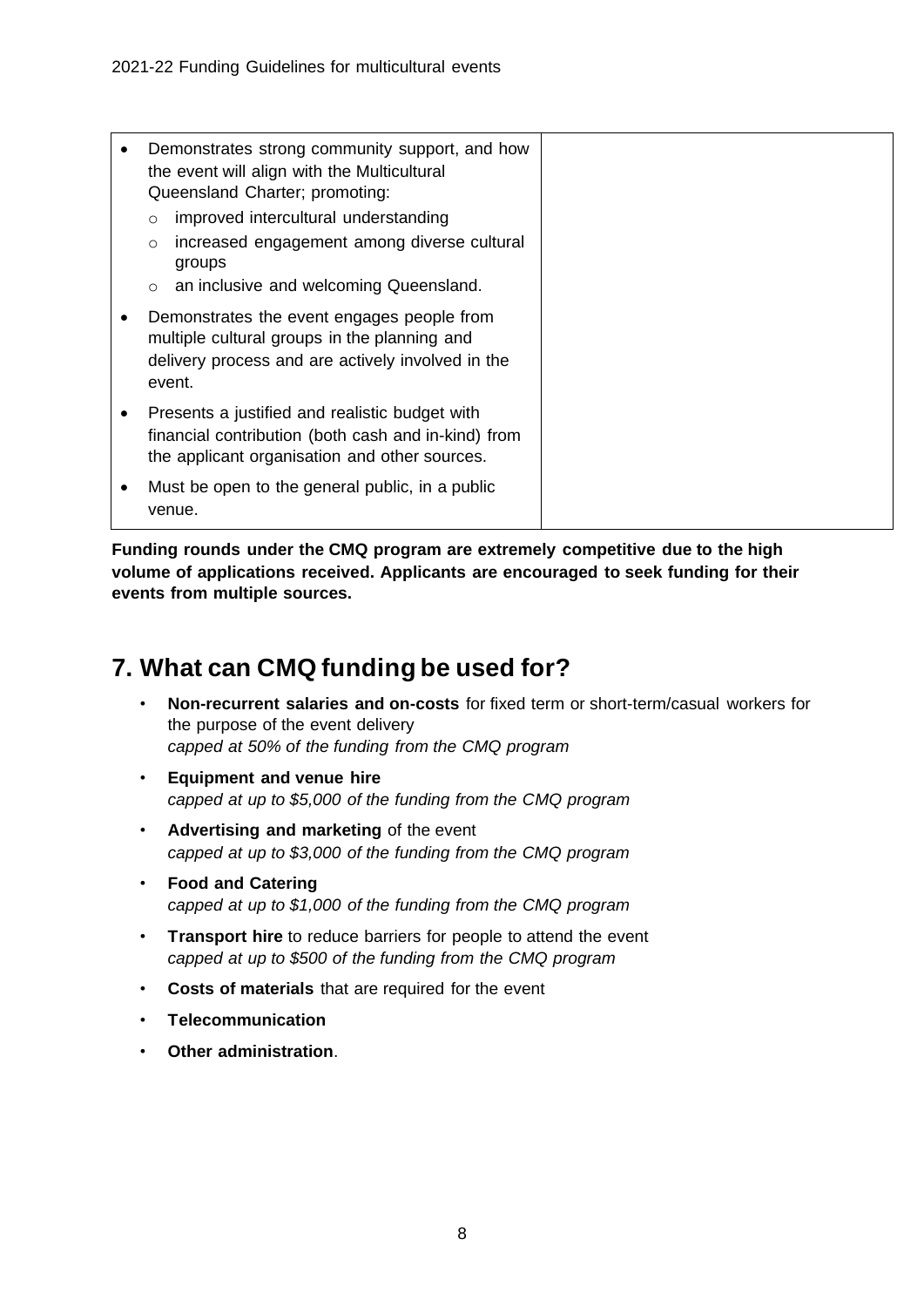| | |
|---|---|
| • Demonstrates strong community support, and how the event will align with the Multicultural Queensland Charter; promoting:<br>◦ improved intercultural understanding<br>◦ increased engagement among diverse cultural groups<br>◦ an inclusive and welcoming Queensland.<br>• Demonstrates the event engages people from multiple cultural groups in the planning and delivery process and are actively involved in the event.<br>• Presents a justified and realistic budget with financial contribution (both cash and in-kind) from the applicant organisation and other sources.<br>• Must be open to the general public, in a public venue. | |

**Funding rounds under the CMQ program are extremely competitive due to the high volume of applications received. Applicants are encouraged to seek funding for their events from multiple sources.**

## 7. What can CMQ funding be used for?

- **Non-recurrent salaries and on-costs** for fixed term or short-term/casual workers for the purpose of the event delivery
  *capped at 50% of the funding from the CMQ program*
- **Equipment and venue hire**
  *capped at up to $5,000 of the funding from the CMQ program*
- **Advertising and marketing** of the event
  *capped at up to $3,000 of the funding from the CMQ program*
- **Food and Catering**
  *capped at up to $1,000 of the funding from the CMQ program*
- **Transport hire** to reduce barriers for people to attend the event
  *capped at up to $500 of the funding from the CMQ program*
- **Costs of materials** that are required for the event
- **Telecommunication**
- **Other administration**.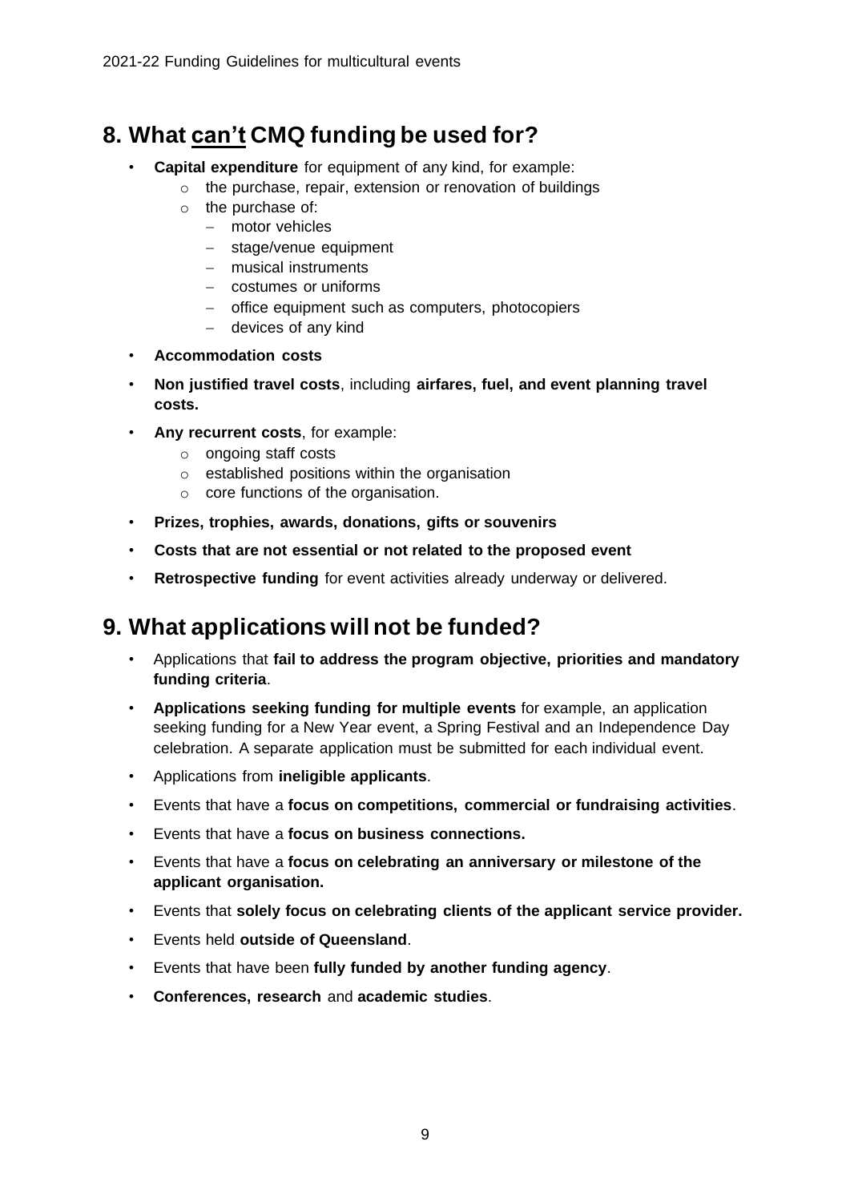## 8. What <u>can't</u> CMQ funding be used for?

- **Capital expenditure** for equipment of any kind, for example:
  - the purchase, repair, extension or renovation of buildings
  - the purchase of:
    - motor vehicles
    - stage/venue equipment
    - musical instruments
    - costumes or uniforms
    - office equipment such as computers, photocopiers
    - devices of any kind
- **Accommodation costs**
- **Non justified travel costs**, including **airfares, fuel, and event planning travel costs.**
- **Any recurrent costs**, for example:
  - ongoing staff costs
  - established positions within the organisation
  - core functions of the organisation.
- **Prizes, trophies, awards, donations, gifts or souvenirs**
- **Costs that are not essential or not related to the proposed event**
- **Retrospective funding** for event activities already underway or delivered.

## 9. What applications will not be funded?

- Applications that **fail to address the program objective, priorities and mandatory funding criteria**.
- **Applications seeking funding for multiple events** for example, an application seeking funding for a New Year event, a Spring Festival and an Independence Day celebration. A separate application must be submitted for each individual event.
- Applications from **ineligible applicants**.
- Events that have a **focus on competitions, commercial or fundraising activities**.
- Events that have a **focus on business connections.**
- Events that have a **focus on celebrating an anniversary or milestone of the applicant organisation.**
- Events that **solely focus on celebrating clients of the applicant service provider.**
- Events held **outside of Queensland**.
- Events that have been **fully funded by another funding agency**.
- **Conferences, research** and **academic studies**.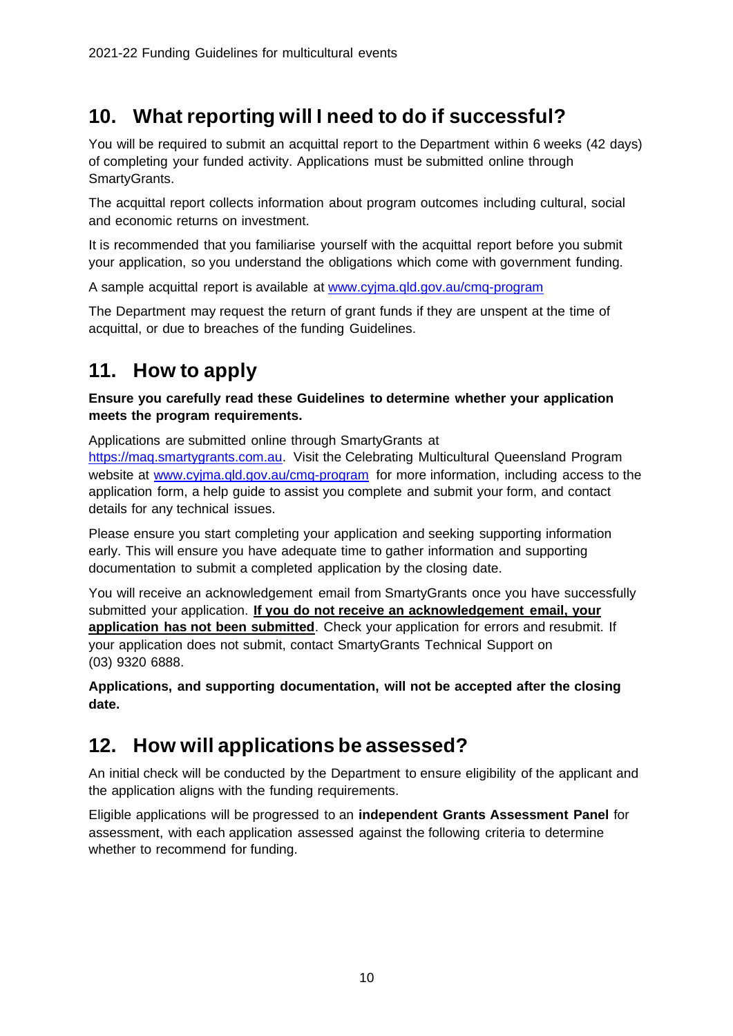## 10. What reporting will I need to do if successful?

You will be required to submit an acquittal report to the Department within 6 weeks (42 days) of completing your funded activity. Applications must be submitted online through SmartyGrants.

The acquittal report collects information about program outcomes including cultural, social and economic returns on investment.

It is recommended that you familiarise yourself with the acquittal report before you submit your application, so you understand the obligations which come with government funding.

A sample acquittal report is available at [www.cyjma.qld.gov.au/cmq-program](www.cyjma.qld.gov.au/cmq-program)

The Department may request the return of grant funds if they are unspent at the time of acquittal, or due to breaches of the funding Guidelines.

## 11. How to apply

**Ensure you carefully read these Guidelines to determine whether your application meets the program requirements.**

Applications are submitted online through SmartyGrants at [https://maq.smartygrants.com.au](https://maq.smartygrants.com.au). Visit the Celebrating Multicultural Queensland Program website at [www.cyjma.qld.gov.au/cmq-program](www.cyjma.qld.gov.au/cmq-program) for more information, including access to the application form, a help guide to assist you complete and submit your form, and contact details for any technical issues.

Please ensure you start completing your application and seeking supporting information early. This will ensure you have adequate time to gather information and supporting documentation to submit a completed application by the closing date.

You will receive an acknowledgement email from SmartyGrants once you have successfully submitted your application. **If you do not receive an acknowledgement email, your application has not been submitted**. Check your application for errors and resubmit. If your application does not submit, contact SmartyGrants Technical Support on (03) 9320 6888.

**Applications, and supporting documentation, will not be accepted after the closing date.**

## 12. How will applications be assessed?

An initial check will be conducted by the Department to ensure eligibility of the applicant and the application aligns with the funding requirements.

Eligible applications will be progressed to an **independent Grants Assessment Panel** for assessment, with each application assessed against the following criteria to determine whether to recommend for funding.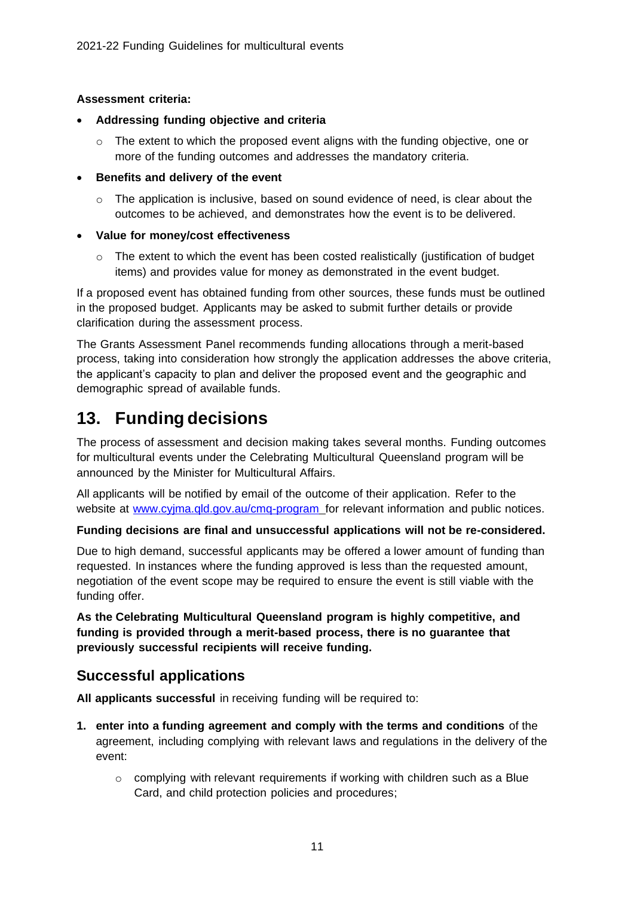**Assessment criteria:**

- **Addressing funding objective and criteria**
  - The extent to which the proposed event aligns with the funding objective, one or more of the funding outcomes and addresses the mandatory criteria.
- **Benefits and delivery of the event**
  - The application is inclusive, based on sound evidence of need, is clear about the outcomes to be achieved, and demonstrates how the event is to be delivered.
- **Value for money/cost effectiveness**
  - The extent to which the event has been costed realistically (justification of budget items) and provides value for money as demonstrated in the event budget.

If a proposed event has obtained funding from other sources, these funds must be outlined in the proposed budget. Applicants may be asked to submit further details or provide clarification during the assessment process.

The Grants Assessment Panel recommends funding allocations through a merit-based process, taking into consideration how strongly the application addresses the above criteria, the applicant's capacity to plan and deliver the proposed event and the geographic and demographic spread of available funds.

# 13. Funding decisions

The process of assessment and decision making takes several months. Funding outcomes for multicultural events under the Celebrating Multicultural Queensland program will be announced by the Minister for Multicultural Affairs.

All applicants will be notified by email of the outcome of their application. Refer to the website at [www.cyjma.qld.gov.au/cmq-program](www.cyjma.qld.gov.au/cmq-program) for relevant information and public notices.

**Funding decisions are final and unsuccessful applications will not be re-considered.**

Due to high demand, successful applicants may be offered a lower amount of funding than requested. In instances where the funding approved is less than the requested amount, negotiation of the event scope may be required to ensure the event is still viable with the funding offer.

**As the Celebrating Multicultural Queensland program is highly competitive, and funding is provided through a merit-based process, there is no guarantee that previously successful recipients will receive funding.**

## Successful applications

**All applicants successful** in receiving funding will be required to:

1. **enter into a funding agreement and comply with the terms and conditions** of the agreement, including complying with relevant laws and regulations in the delivery of the event:
   - complying with relevant requirements if working with children such as a Blue Card, and child protection policies and procedures;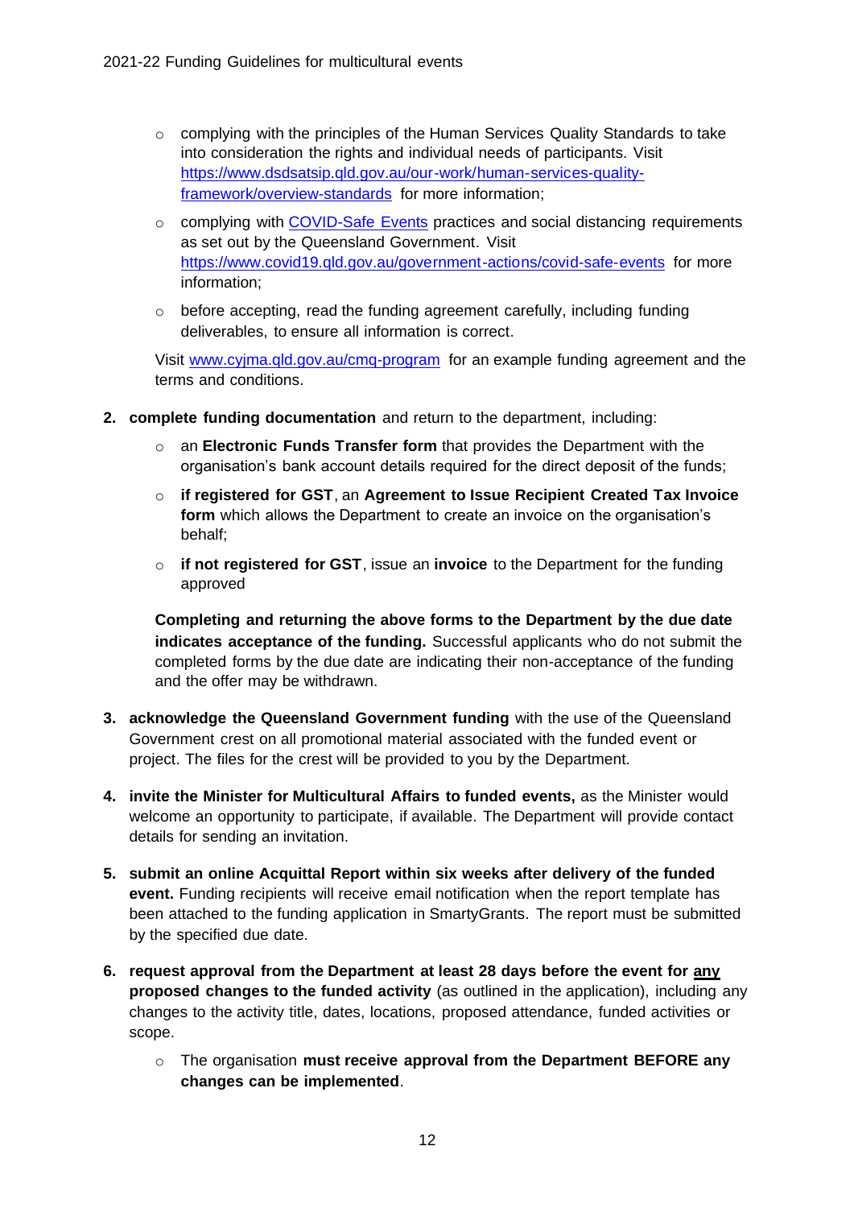- complying with the principles of the Human Services Quality Standards to take into consideration the rights and individual needs of participants. Visit [https://www.dsdsatsip.qld.gov.au/our-work/human-services-quality-framework/overview-standards](https://www.dsdsatsip.qld.gov.au/our-work/human-services-quality-framework/overview-standards) for more information;
- complying with [COVID-Safe Events](https://www.covid19.qld.gov.au/government-actions/covid-safe-events) practices and social distancing requirements as set out by the Queensland Government. Visit [https://www.covid19.qld.gov.au/government-actions/covid-safe-events](https://www.covid19.qld.gov.au/government-actions/covid-safe-events) for more information;
- before accepting, read the funding agreement carefully, including funding deliverables, to ensure all information is correct.

Visit [www.cyjma.qld.gov.au/cmq-program](www.cyjma.qld.gov.au/cmq-program) for an example funding agreement and the terms and conditions.

2. **complete funding documentation** and return to the department, including:
   - an **Electronic Funds Transfer form** that provides the Department with the organisation's bank account details required for the direct deposit of the funds;
   - **if registered for GST**, an **Agreement to Issue Recipient Created Tax Invoice form** which allows the Department to create an invoice on the organisation's behalf;
   - **if not registered for GST**, issue an **invoice** to the Department for the funding approved

   **Completing and returning the above forms to the Department by the due date indicates acceptance of the funding.** Successful applicants who do not submit the completed forms by the due date are indicating their non-acceptance of the funding and the offer may be withdrawn.

3. **acknowledge the Queensland Government funding** with the use of the Queensland Government crest on all promotional material associated with the funded event or project. The files for the crest will be provided to you by the Department.

4. **invite the Minister for Multicultural Affairs to funded events,** as the Minister would welcome an opportunity to participate, if available. The Department will provide contact details for sending an invitation.

5. **submit an online Acquittal Report within six weeks after delivery of the funded event.** Funding recipients will receive email notification when the report template has been attached to the funding application in SmartyGrants. The report must be submitted by the specified due date.

6. **request approval from the Department at least 28 days before the event for <u>any</u> proposed changes to the funded activity** (as outlined in the application), including any changes to the activity title, dates, locations, proposed attendance, funded activities or scope.
   - The organisation **must receive approval from the Department BEFORE any changes can be implemented**.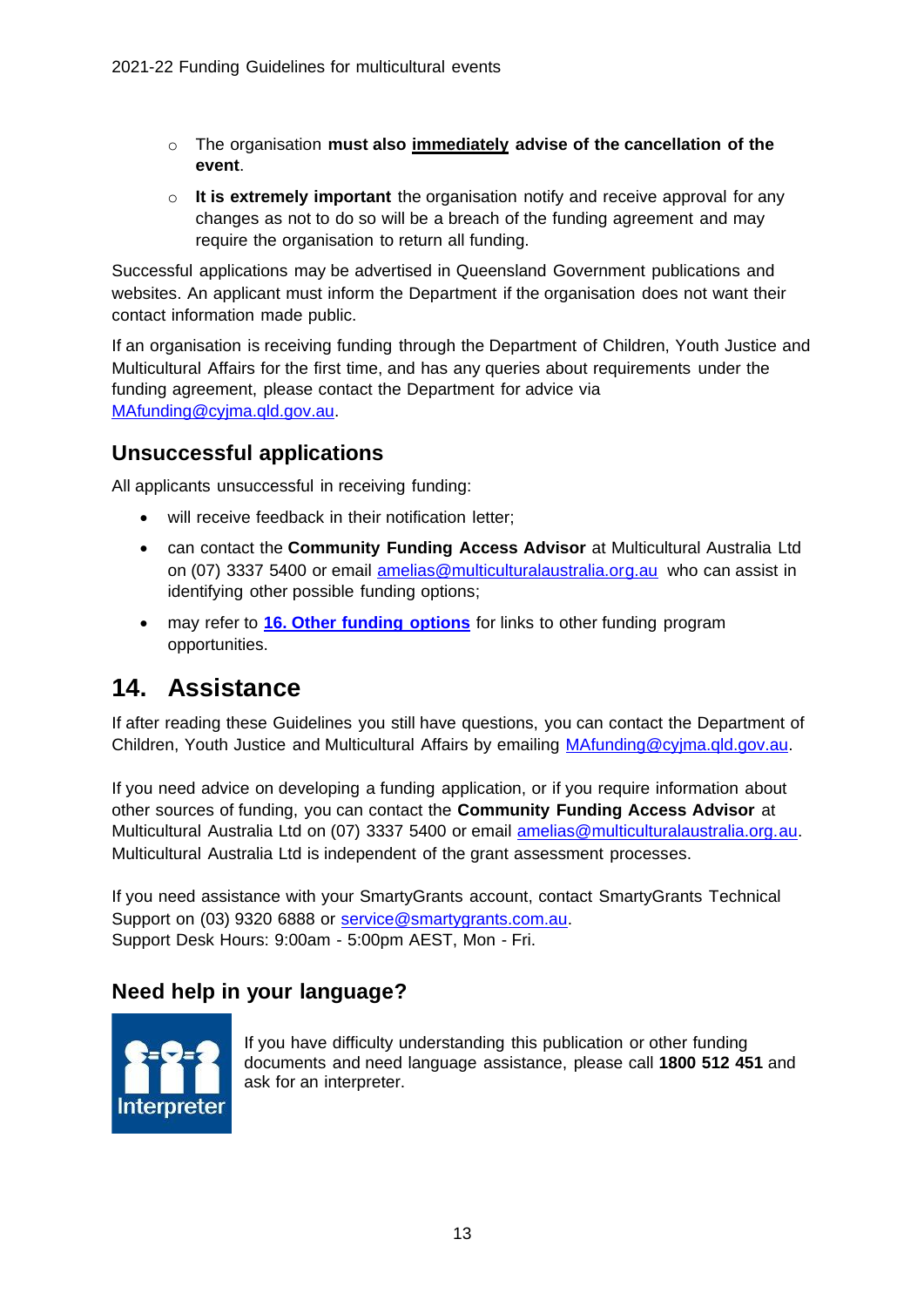- The organisation **must also <u>immediately</u> advise of the cancellation of the event**.
- **It is extremely important** the organisation notify and receive approval for any changes as not to do so will be a breach of the funding agreement and may require the organisation to return all funding.

Successful applications may be advertised in Queensland Government publications and websites. An applicant must inform the Department if the organisation does not want their contact information made public.

If an organisation is receiving funding through the Department of Children, Youth Justice and Multicultural Affairs for the first time, and has any queries about requirements under the funding agreement, please contact the Department for advice via MAfunding@cyjma.qld.gov.au.

## Unsuccessful applications

All applicants unsuccessful in receiving funding:

- will receive feedback in their notification letter;
- can contact the **Community Funding Access Advisor** at Multicultural Australia Ltd on (07) 3337 5400 or email amelias@multiculturalaustralia.org.au who can assist in identifying other possible funding options;
- may refer to **16. Other funding options** for links to other funding program opportunities.

# 14. Assistance

If after reading these Guidelines you still have questions, you can contact the Department of Children, Youth Justice and Multicultural Affairs by emailing MAfunding@cyjma.qld.gov.au.

If you need advice on developing a funding application, or if you require information about other sources of funding, you can contact the **Community Funding Access Advisor** at Multicultural Australia Ltd on (07) 3337 5400 or email amelias@multiculturalaustralia.org.au. Multicultural Australia Ltd is independent of the grant assessment processes.

If you need assistance with your SmartyGrants account, contact SmartyGrants Technical Support on (03) 9320 6888 or service@smartygrants.com.au.
Support Desk Hours: 9:00am - 5:00pm AEST, Mon - Fri.

## Need help in your language?

Interpreter

If you have difficulty understanding this publication or other funding documents and need language assistance, please call **1800 512 451** and ask for an interpreter.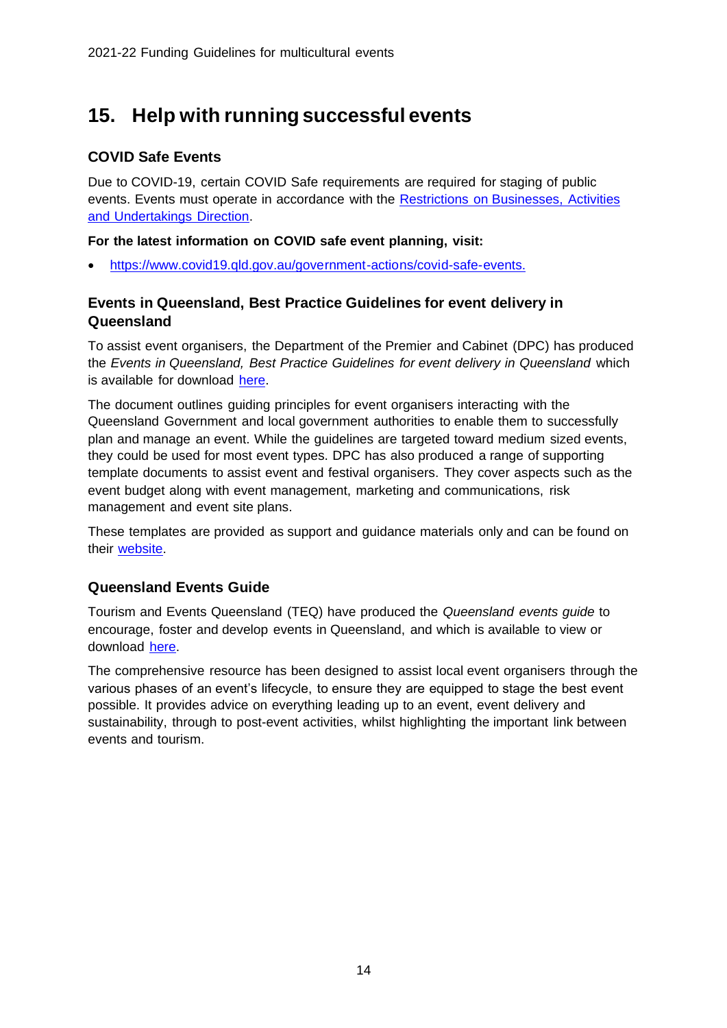## 15. Help with running successful events

### COVID Safe Events

Due to COVID-19, certain COVID Safe requirements are required for staging of public events. Events must operate in accordance with the Restrictions on Businesses, Activities and Undertakings Direction.

**For the latest information on COVID safe event planning, visit:**

- https://www.covid19.qld.gov.au/government-actions/covid-safe-events.

### Events in Queensland, Best Practice Guidelines for event delivery in Queensland

To assist event organisers, the Department of the Premier and Cabinet (DPC) has produced the *Events in Queensland, Best Practice Guidelines for event delivery in Queensland* which is available for download here.

The document outlines guiding principles for event organisers interacting with the Queensland Government and local government authorities to enable them to successfully plan and manage an event. While the guidelines are targeted toward medium sized events, they could be used for most event types. DPC has also produced a range of supporting template documents to assist event and festival organisers. They cover aspects such as the event budget along with event management, marketing and communications, risk management and event site plans.

These templates are provided as support and guidance materials only and can be found on their website.

### Queensland Events Guide

Tourism and Events Queensland (TEQ) have produced the *Queensland events guide* to encourage, foster and develop events in Queensland, and which is available to view or download here.

The comprehensive resource has been designed to assist local event organisers through the various phases of an event's lifecycle, to ensure they are equipped to stage the best event possible. It provides advice on everything leading up to an event, event delivery and sustainability, through to post-event activities, whilst highlighting the important link between events and tourism.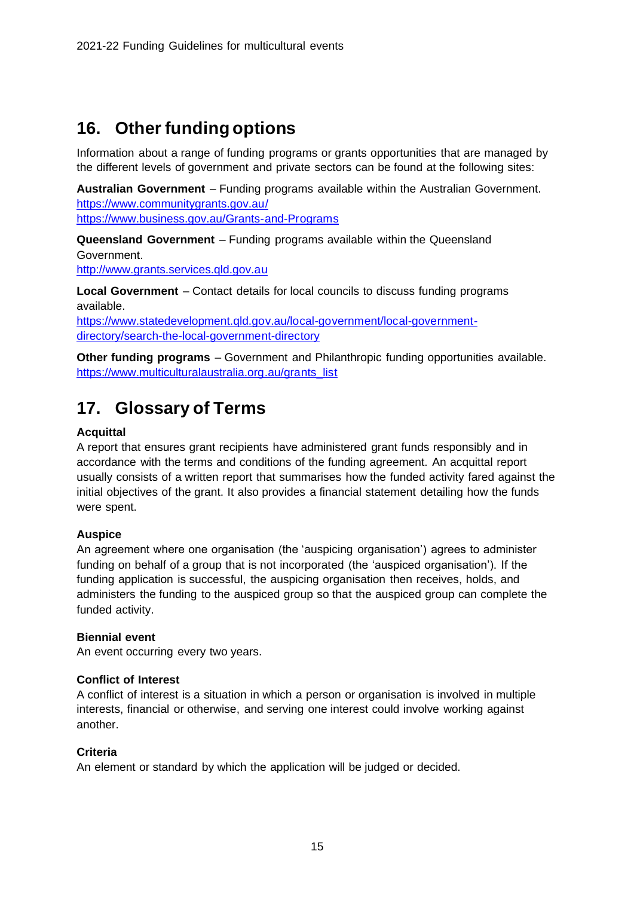## 16. Other funding options

Information about a range of funding programs or grants opportunities that are managed by the different levels of government and private sectors can be found at the following sites:

**Australian Government** – Funding programs available within the Australian Government.
https://www.communitygrants.gov.au/
https://www.business.gov.au/Grants-and-Programs

**Queensland Government** – Funding programs available within the Queensland Government.
http://www.grants.services.qld.gov.au

**Local Government** – Contact details for local councils to discuss funding programs available.
https://www.statedevelopment.qld.gov.au/local-government/local-government-directory/search-the-local-government-directory

**Other funding programs** – Government and Philanthropic funding opportunities available.
https://www.multiculturalaustralia.org.au/grants_list

## 17. Glossary of Terms

**Acquittal**
A report that ensures grant recipients have administered grant funds responsibly and in accordance with the terms and conditions of the funding agreement. An acquittal report usually consists of a written report that summarises how the funded activity fared against the initial objectives of the grant. It also provides a financial statement detailing how the funds were spent.

**Auspice**
An agreement where one organisation (the 'auspicing organisation') agrees to administer funding on behalf of a group that is not incorporated (the 'auspiced organisation'). If the funding application is successful, the auspicing organisation then receives, holds, and administers the funding to the auspiced group so that the auspiced group can complete the funded activity.

**Biennial event**
An event occurring every two years.

**Conflict of Interest**
A conflict of interest is a situation in which a person or organisation is involved in multiple interests, financial or otherwise, and serving one interest could involve working against another.

**Criteria**
An element or standard by which the application will be judged or decided.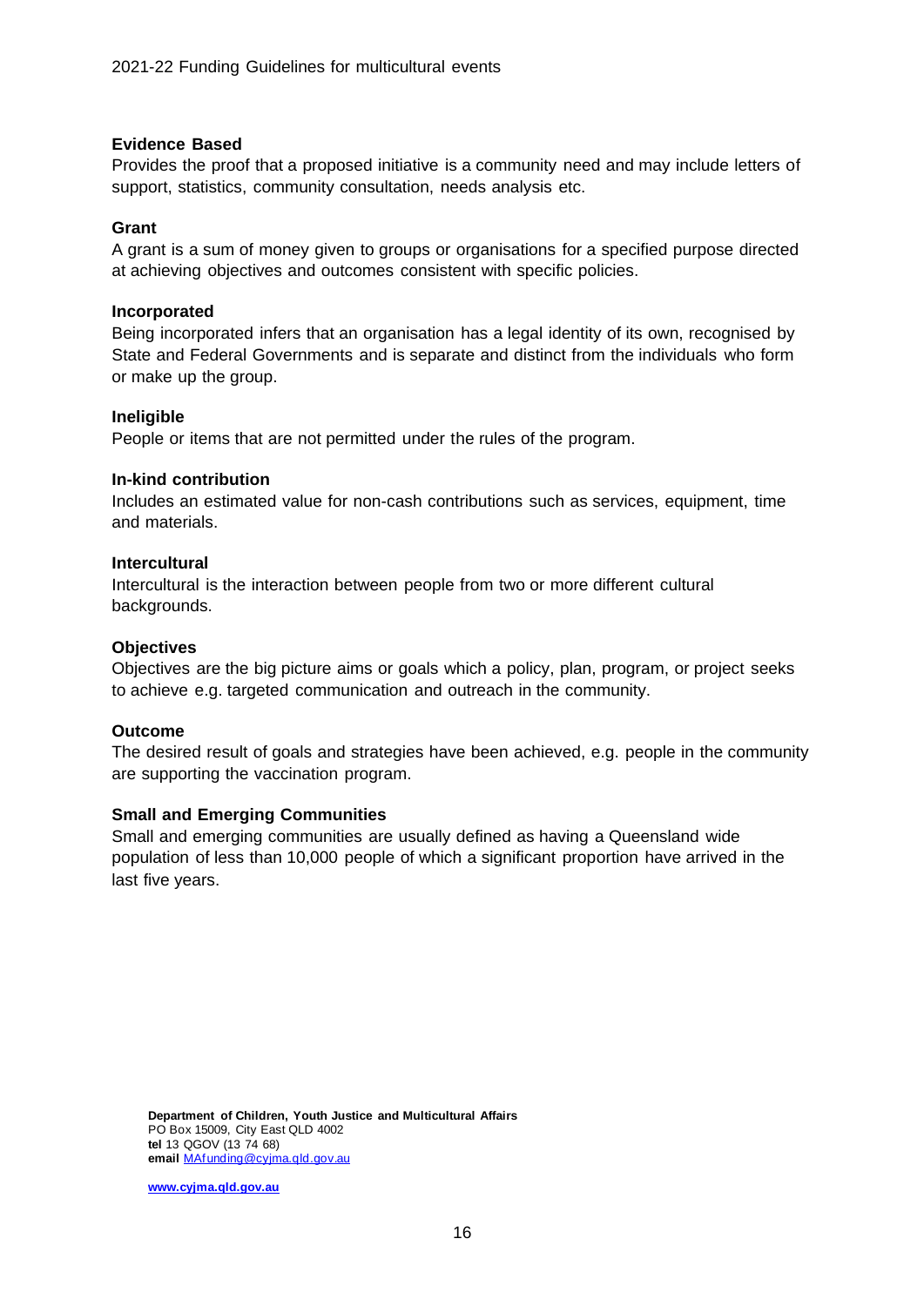**Evidence Based**

Provides the proof that a proposed initiative is a community need and may include letters of support, statistics, community consultation, needs analysis etc.

**Grant**

A grant is a sum of money given to groups or organisations for a specified purpose directed at achieving objectives and outcomes consistent with specific policies.

**Incorporated**

Being incorporated infers that an organisation has a legal identity of its own, recognised by State and Federal Governments and is separate and distinct from the individuals who form or make up the group.

**Ineligible**

People or items that are not permitted under the rules of the program.

**In-kind contribution**

Includes an estimated value for non-cash contributions such as services, equipment, time and materials.

**Intercultural**

Intercultural is the interaction between people from two or more different cultural backgrounds.

**Objectives**

Objectives are the big picture aims or goals which a policy, plan, program, or project seeks to achieve e.g. targeted communication and outreach in the community.

**Outcome**

The desired result of goals and strategies have been achieved, e.g. people in the community are supporting the vaccination program.

**Small and Emerging Communities**

Small and emerging communities are usually defined as having a Queensland wide population of less than 10,000 people of which a significant proportion have arrived in the last five years.

**Department of Children, Youth Justice and Multicultural Affairs**
PO Box 15009, City East QLD 4002
**tel** 13 QGOV (13 74 68)
**email** MAfunding@cyjma.qld.gov.au

**www.cyjma.qld.gov.au**